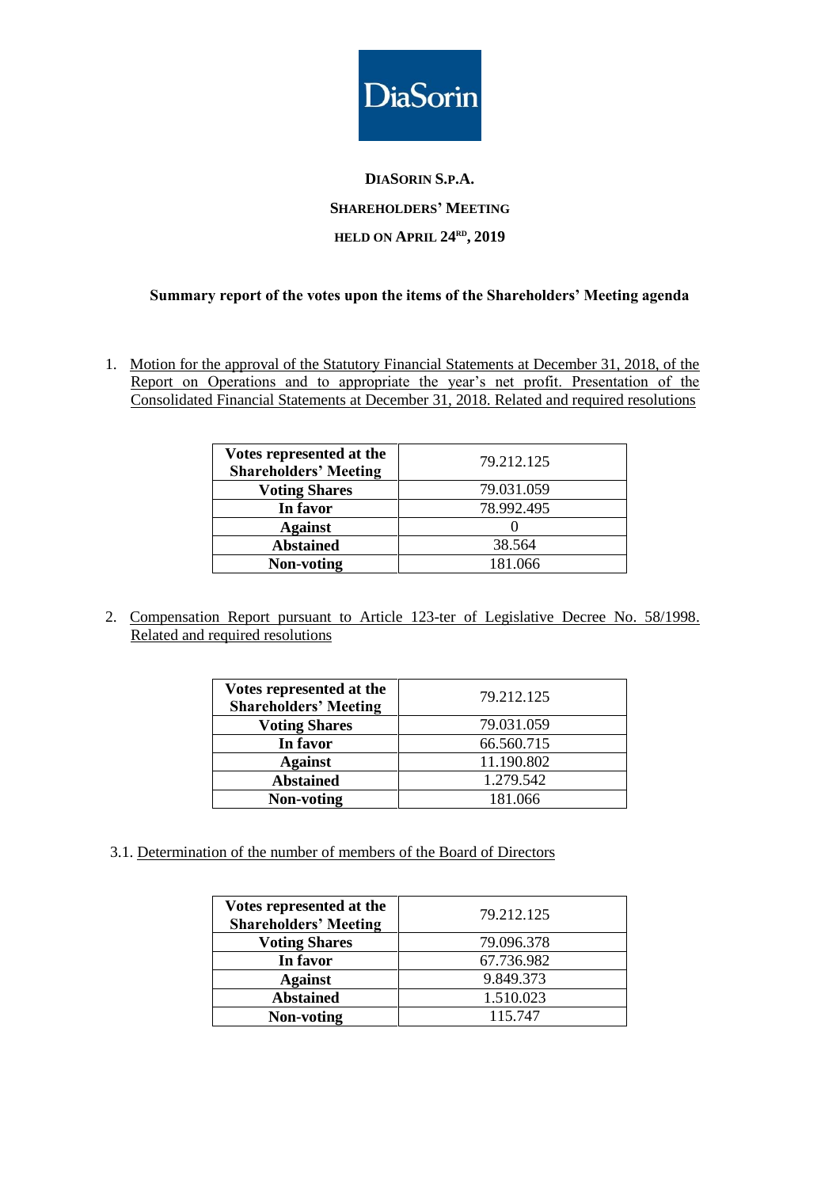DiaSorin

# DIASORIN S.P.A.

## SHAREHOLDERS' MEETING

## HELD ON APRIL 24RD, 2019

### Summary report of the votes upon the items of the Shareholders' Meeting agenda

1. Motion for the approval of the Statutory Financial Statements at December 31, 2018, of the Report on Operations and to appropriate the year's net profit. Presentation of the Consolidated Financial Statements at December 31, 2018. Related and required resolutions

| Votes represented at the Shareholders' Meeting | 79.212.125 |
|---|---|
| Voting Shares | 79.031.059 |
| In favor | 78.992.495 |
| Against | 0 |
| Abstained | 38.564 |
| Non-voting | 181.066 |

2. Compensation Report pursuant to Article 123-ter of Legislative Decree No. 58/1998. Related and required resolutions

| Votes represented at the Shareholders' Meeting | 79.212.125 |
|---|---|
| Voting Shares | 79.031.059 |
| In favor | 66.560.715 |
| Against | 11.190.802 |
| Abstained | 1.279.542 |
| Non-voting | 181.066 |

3.1. Determination of the number of members of the Board of Directors

| Votes represented at the Shareholders' Meeting | 79.212.125 |
|---|---|
| Voting Shares | 79.096.378 |
| In favor | 67.736.982 |
| Against | 9.849.373 |
| Abstained | 1.510.023 |
| Non-voting | 115.747 |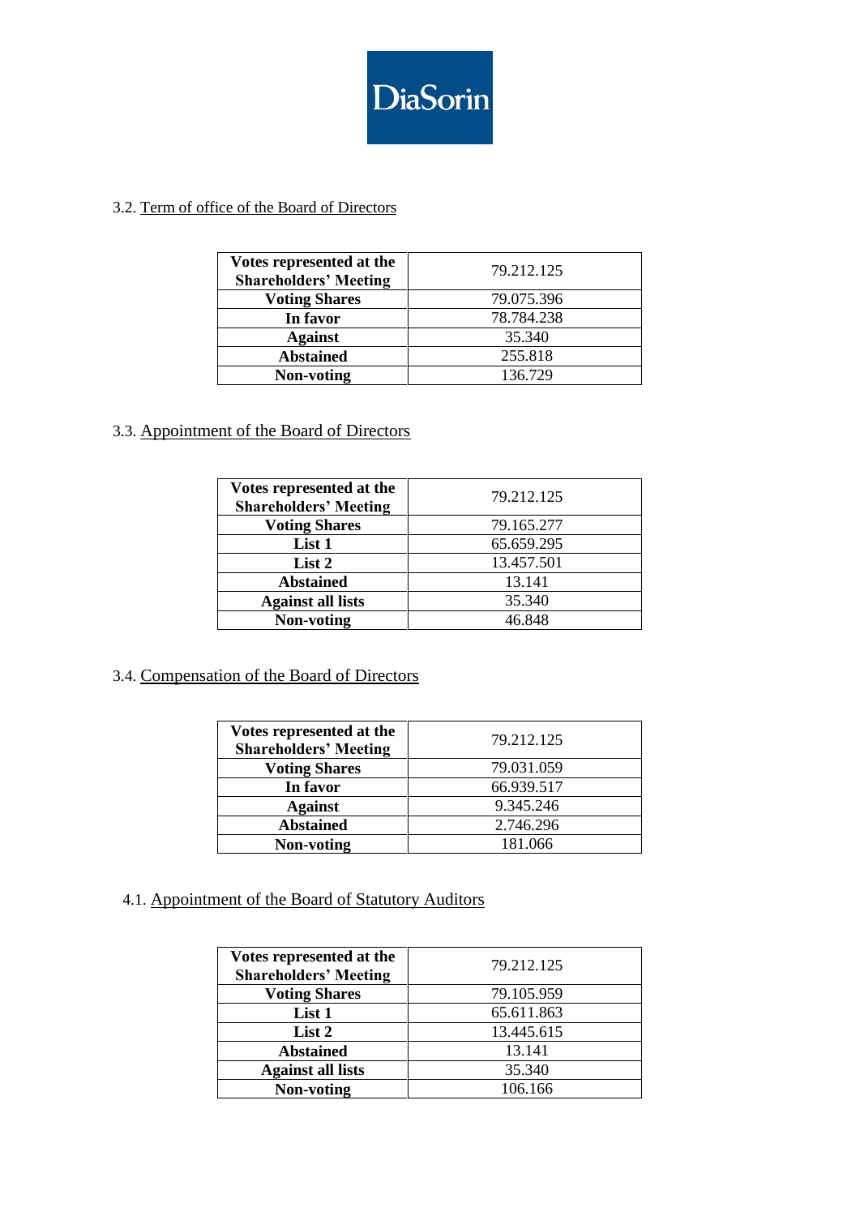3.2. Term of office of the Board of Directors

| Votes represented at the Shareholders' Meeting | 79.212.125 |
|---|---|
| Voting Shares | 79.075.396 |
| In favor | 78.784.238 |
| Against | 35.340 |
| Abstained | 255.818 |
| Non-voting | 136.729 |

3.3. Appointment of the Board of Directors

| Votes represented at the Shareholders' Meeting | 79.212.125 |
|---|---|
| Voting Shares | 79.165.277 |
| List 1 | 65.659.295 |
| List 2 | 13.457.501 |
| Abstained | 13.141 |
| Against all lists | 35.340 |
| Non-voting | 46.848 |

3.4. Compensation of the Board of Directors

| Votes represented at the Shareholders' Meeting | 79.212.125 |
|---|---|
| Voting Shares | 79.031.059 |
| In favor | 66.939.517 |
| Against | 9.345.246 |
| Abstained | 2.746.296 |
| Non-voting | 181.066 |

4.1. Appointment of the Board of Statutory Auditors

| Votes represented at the Shareholders' Meeting | 79.212.125 |
|---|---|
| Voting Shares | 79.105.959 |
| List 1 | 65.611.863 |
| List 2 | 13.445.615 |
| Abstained | 13.141 |
| Against all lists | 35.340 |
| Non-voting | 106.166 |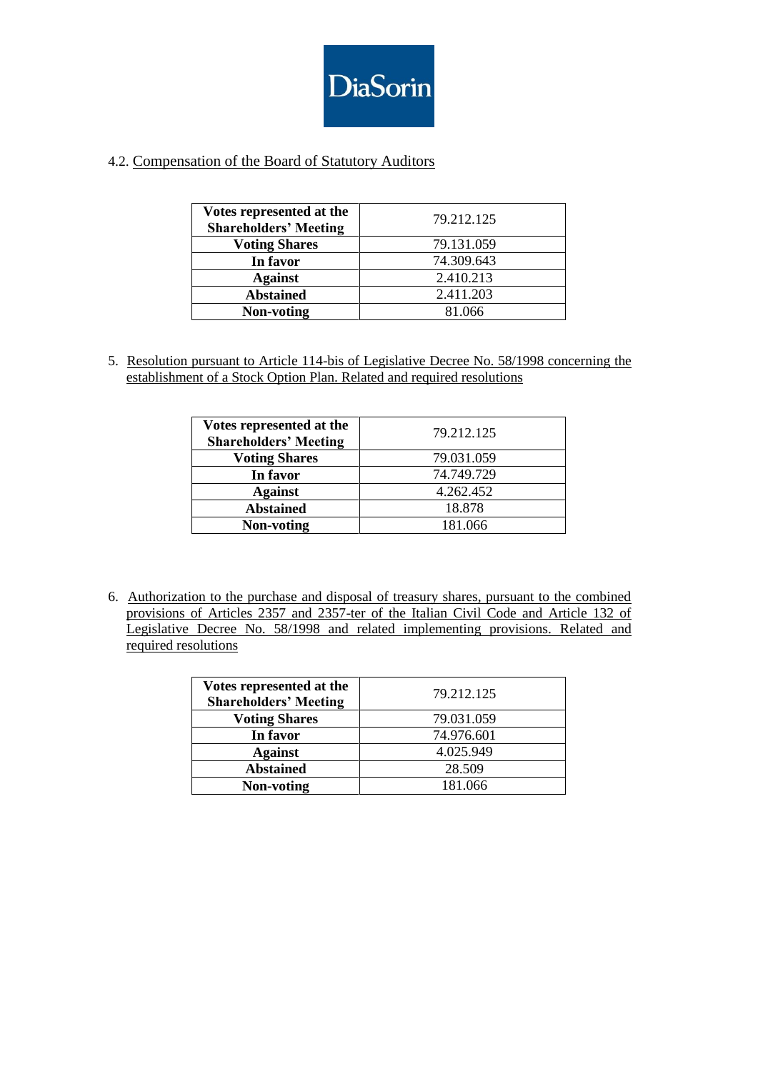DiaSorin

4.2. Compensation of the Board of Statutory Auditors

| | |
|---|---|
| **Votes represented at the Shareholders' Meeting** | 79.212.125 |
| **Voting Shares** | 79.131.059 |
| **In favor** | 74.309.643 |
| **Against** | 2.410.213 |
| **Abstained** | 2.411.203 |
| **Non-voting** | 81.066 |

5. Resolution pursuant to Article 114-bis of Legislative Decree No. 58/1998 concerning the establishment of a Stock Option Plan. Related and required resolutions

| | |
|---|---|
| **Votes represented at the Shareholders' Meeting** | 79.212.125 |
| **Voting Shares** | 79.031.059 |
| **In favor** | 74.749.729 |
| **Against** | 4.262.452 |
| **Abstained** | 18.878 |
| **Non-voting** | 181.066 |

6. Authorization to the purchase and disposal of treasury shares, pursuant to the combined provisions of Articles 2357 and 2357-ter of the Italian Civil Code and Article 132 of Legislative Decree No. 58/1998 and related implementing provisions. Related and required resolutions

| | |
|---|---|
| **Votes represented at the Shareholders' Meeting** | 79.212.125 |
| **Voting Shares** | 79.031.059 |
| **In favor** | 74.976.601 |
| **Against** | 4.025.949 |
| **Abstained** | 28.509 |
| **Non-voting** | 181.066 |